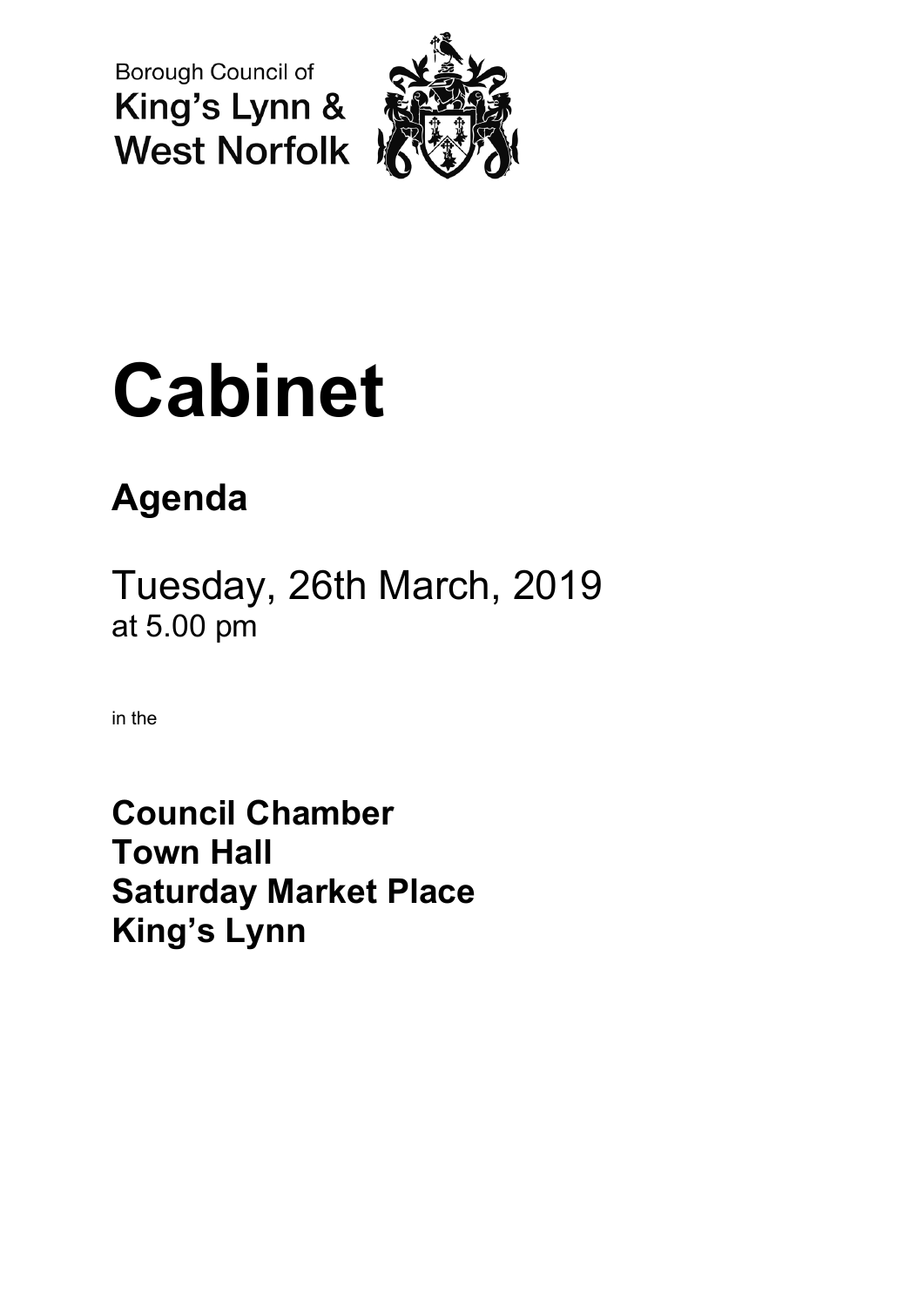Borough Council of
King's Lynn &
West Norfolk

# Cabinet

## Agenda

Tuesday, 26th March, 2019
at 5.00 pm

in the

**Council Chamber**
**Town Hall**
**Saturday Market Place**
**King's Lynn**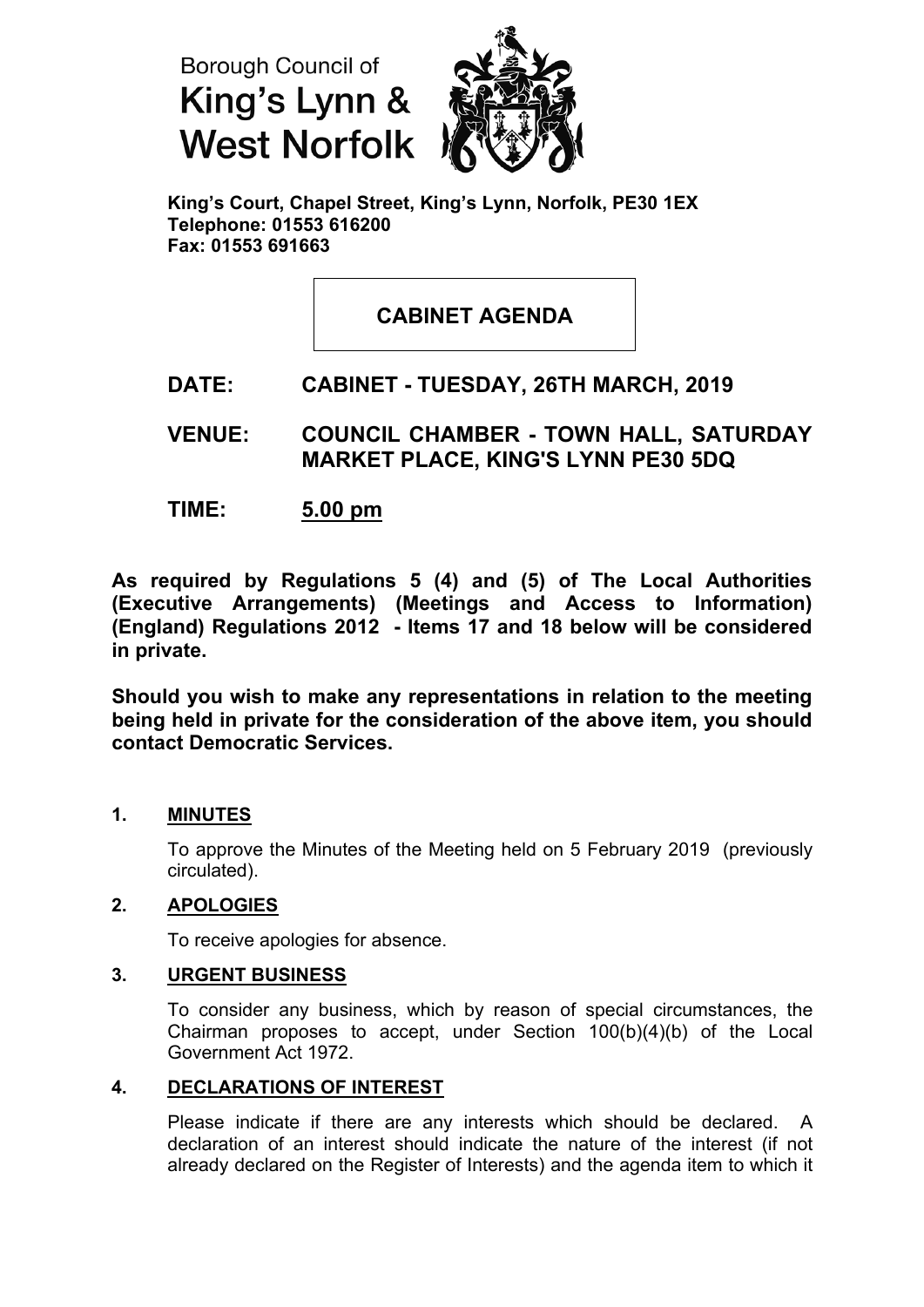Borough Council of
King's Lynn &
West Norfolk

**King's Court, Chapel Street, King's Lynn, Norfolk, PE30 1EX**
**Telephone: 01553 616200**
**Fax: 01553 691663**

# CABINET AGENDA

**DATE: CABINET - TUESDAY, 26TH MARCH, 2019**

**VENUE: COUNCIL CHAMBER - TOWN HALL, SATURDAY MARKET PLACE, KING'S LYNN PE30 5DQ**

**TIME: 5.00 pm**

**As required by Regulations 5 (4) and (5) of The Local Authorities (Executive Arrangements) (Meetings and Access to Information) (England) Regulations 2012 - Items 17 and 18 below will be considered in private.**

**Should you wish to make any representations in relation to the meeting being held in private for the consideration of the above item, you should contact Democratic Services.**

## 1. MINUTES

To approve the Minutes of the Meeting held on 5 February 2019 (previously circulated).

## 2. APOLOGIES

To receive apologies for absence.

## 3. URGENT BUSINESS

To consider any business, which by reason of special circumstances, the Chairman proposes to accept, under Section 100(b)(4)(b) of the Local Government Act 1972.

## 4. DECLARATIONS OF INTEREST

Please indicate if there are any interests which should be declared. A declaration of an interest should indicate the nature of the interest (if not already declared on the Register of Interests) and the agenda item to which it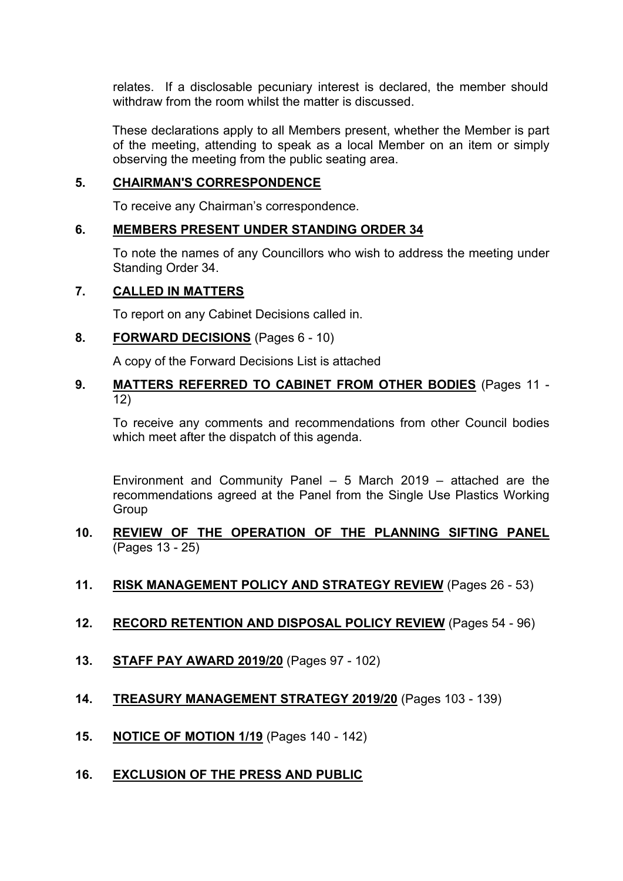relates. If a disclosable pecuniary interest is declared, the member should withdraw from the room whilst the matter is discussed.

These declarations apply to all Members present, whether the Member is part of the meeting, attending to speak as a local Member on an item or simply observing the meeting from the public seating area.

**5. CHAIRMAN'S CORRESPONDENCE**

To receive any Chairman's correspondence.

**6. MEMBERS PRESENT UNDER STANDING ORDER 34**

To note the names of any Councillors who wish to address the meeting under Standing Order 34.

**7. CALLED IN MATTERS**

To report on any Cabinet Decisions called in.

**8. FORWARD DECISIONS** (Pages 6 - 10)

A copy of the Forward Decisions List is attached

**9. MATTERS REFERRED TO CABINET FROM OTHER BODIES** (Pages 11 - 12)

To receive any comments and recommendations from other Council bodies which meet after the dispatch of this agenda.

Environment and Community Panel – 5 March 2019 – attached are the recommendations agreed at the Panel from the Single Use Plastics Working Group

**10. REVIEW OF THE OPERATION OF THE PLANNING SIFTING PANEL** (Pages 13 - 25)

**11. RISK MANAGEMENT POLICY AND STRATEGY REVIEW** (Pages 26 - 53)

**12. RECORD RETENTION AND DISPOSAL POLICY REVIEW** (Pages 54 - 96)

**13. STAFF PAY AWARD 2019/20** (Pages 97 - 102)

**14. TREASURY MANAGEMENT STRATEGY 2019/20** (Pages 103 - 139)

**15. NOTICE OF MOTION 1/19** (Pages 140 - 142)

**16. EXCLUSION OF THE PRESS AND PUBLIC**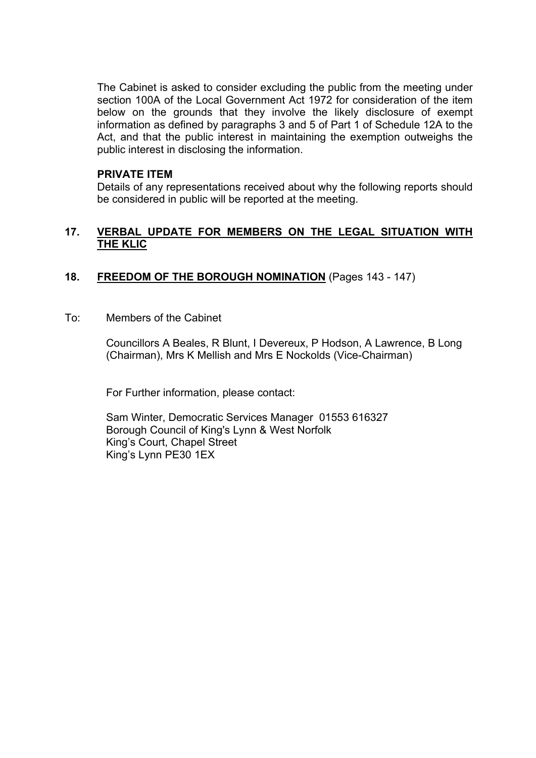The Cabinet is asked to consider excluding the public from the meeting under section 100A of the Local Government Act 1972 for consideration of the item below on the grounds that they involve the likely disclosure of exempt information as defined by paragraphs 3 and 5 of Part 1 of Schedule 12A to the Act, and that the public interest in maintaining the exemption outweighs the public interest in disclosing the information.

**PRIVATE ITEM**

Details of any representations received about why the following reports should be considered in public will be reported at the meeting.

**17. VERBAL UPDATE FOR MEMBERS ON THE LEGAL SITUATION WITH THE KLIC**

**18. FREEDOM OF THE BOROUGH NOMINATION** (Pages 143 - 147)

To: Members of the Cabinet

Councillors A Beales, R Blunt, I Devereux, P Hodson, A Lawrence, B Long (Chairman), Mrs K Mellish and Mrs E Nockolds (Vice-Chairman)

For Further information, please contact:

Sam Winter, Democratic Services Manager 01553 616327
Borough Council of King's Lynn & West Norfolk
King's Court, Chapel Street
King's Lynn PE30 1EX